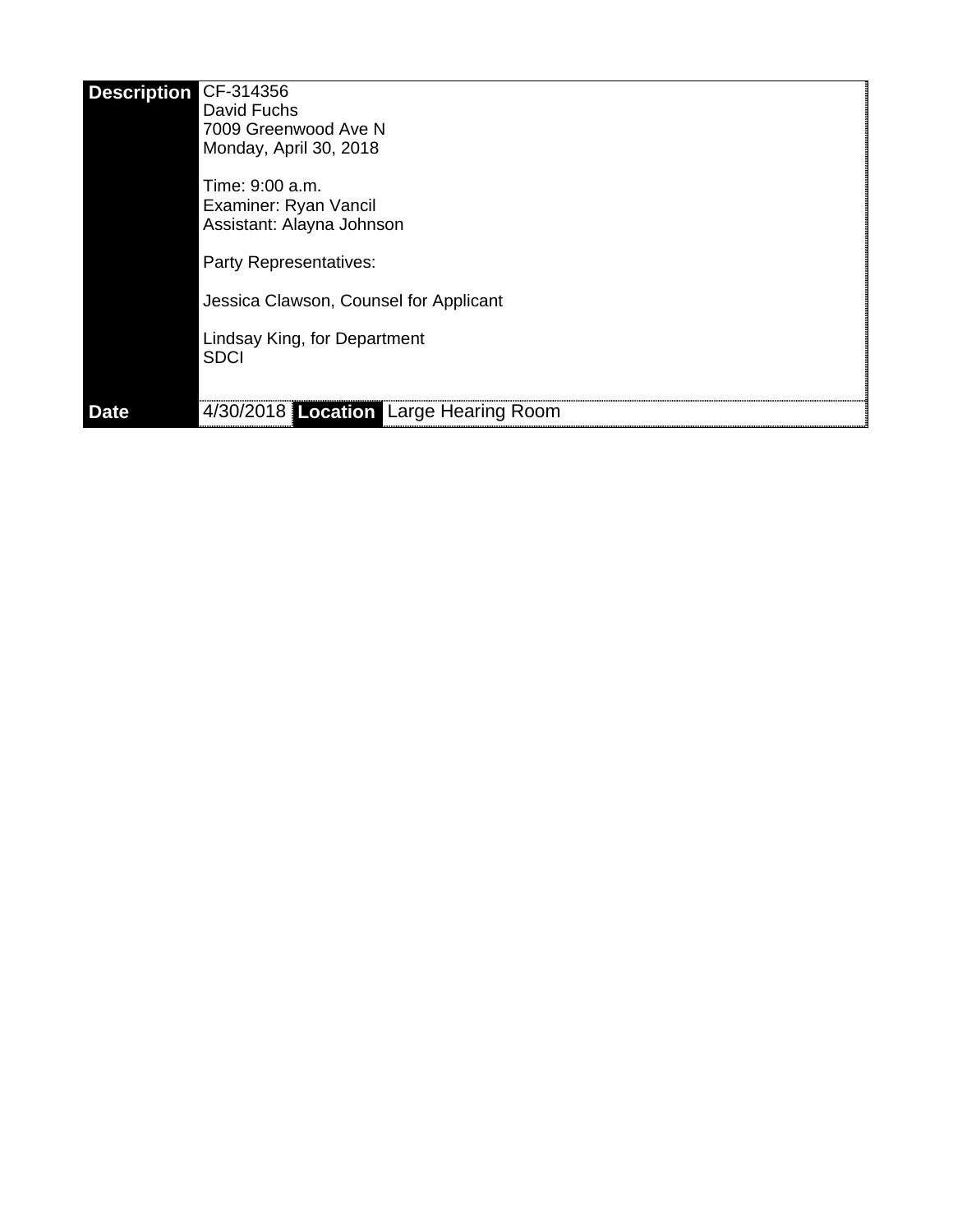| **Description** | CF-314356<br>David Fuchs<br>7009 Greenwood Ave N<br>Monday, April 30, 2018<br><br>Time: 9:00 a.m.<br>Examiner: Ryan Vancil<br>Assistant: Alayna Johnson<br><br>Party Representatives:<br><br>Jessica Clawson, Counsel for Applicant<br><br>Lindsay King, for Department<br>SDCI | | |
|---|---|---|---|
| **Date** | 4/30/2018 | **Location** | Large Hearing Room |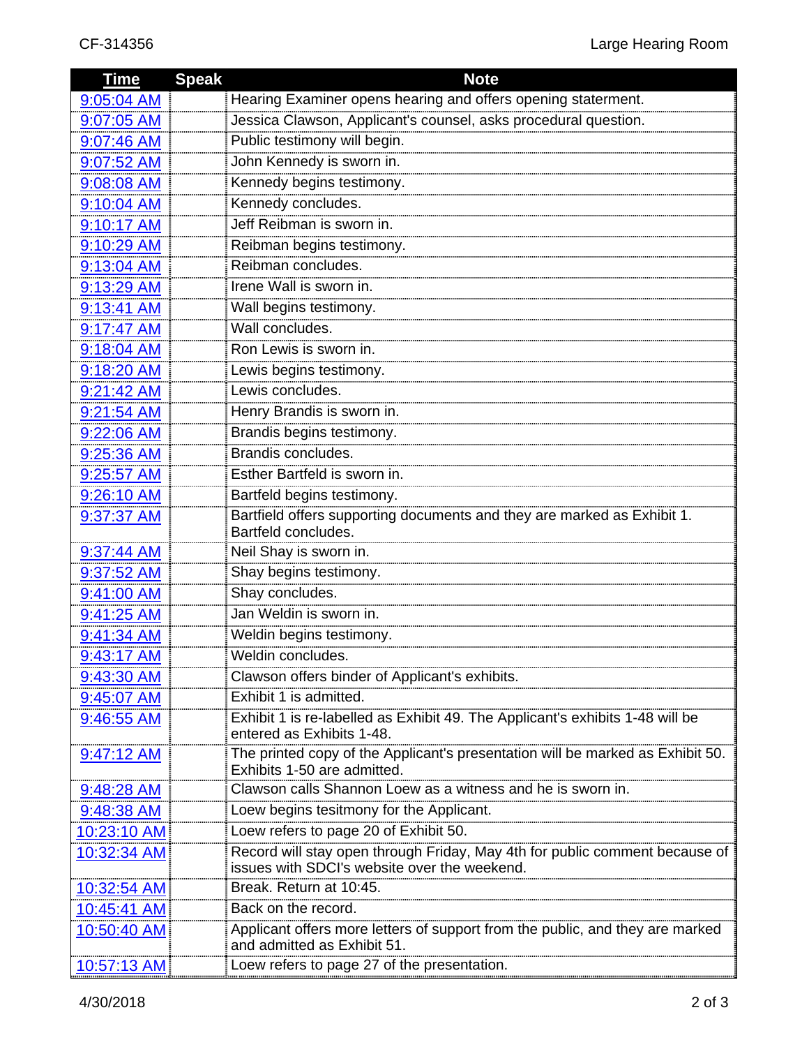| Time | Speak | Note |
|---|---|---|
| 9:05:04 AM | | Hearing Examiner opens hearing and offers opening staterment. |
| 9:07:05 AM | | Jessica Clawson, Applicant's counsel, asks procedural question. |
| 9:07:46 AM | | Public testimony will begin. |
| 9:07:52 AM | | John Kennedy is sworn in. |
| 9:08:08 AM | | Kennedy begins testimony. |
| 9:10:04 AM | | Kennedy concludes. |
| 9:10:17 AM | | Jeff Reibman is sworn in. |
| 9:10:29 AM | | Reibman begins testimony. |
| 9:13:04 AM | | Reibman concludes. |
| 9:13:29 AM | | Irene Wall is sworn in. |
| 9:13:41 AM | | Wall begins testimony. |
| 9:17:47 AM | | Wall concludes. |
| 9:18:04 AM | | Ron Lewis is sworn in. |
| 9:18:20 AM | | Lewis begins testimony. |
| 9:21:42 AM | | Lewis concludes. |
| 9:21:54 AM | | Henry Brandis is sworn in. |
| 9:22:06 AM | | Brandis begins testimony. |
| 9:25:36 AM | | Brandis concludes. |
| 9:25:57 AM | | Esther Bartfeld is sworn in. |
| 9:26:10 AM | | Bartfeld begins testimony. |
| 9:37:37 AM | | Bartfield offers supporting documents and they are marked as Exhibit 1. Bartfeld concludes. |
| 9:37:44 AM | | Neil Shay is sworn in. |
| 9:37:52 AM | | Shay begins testimony. |
| 9:41:00 AM | | Shay concludes. |
| 9:41:25 AM | | Jan Weldin is sworn in. |
| 9:41:34 AM | | Weldin begins testimony. |
| 9:43:17 AM | | Weldin concludes. |
| 9:43:30 AM | | Clawson offers binder of Applicant's exhibits. |
| 9:45:07 AM | | Exhibit 1 is admitted. |
| 9:46:55 AM | | Exhibit 1 is re-labelled as Exhibit 49. The Applicant's exhibits 1-48 will be entered as Exhibits 1-48. |
| 9:47:12 AM | | The printed copy of the Applicant's presentation will be marked as Exhibit 50. Exhibits 1-50 are admitted. |
| 9:48:28 AM | | Clawson calls Shannon Loew as a witness and he is sworn in. |
| 9:48:38 AM | | Loew begins tesitmony for the Applicant. |
| 10:23:10 AM | | Loew refers to page 20 of Exhibit 50. |
| 10:32:34 AM | | Record will stay open through Friday, May 4th for public comment because of issues with SDCI's website over the weekend. |
| 10:32:54 AM | | Break. Return at 10:45. |
| 10:45:41 AM | | Back on the record. |
| 10:50:40 AM | | Applicant offers more letters of support from the public, and they are marked and admitted as Exhibit 51. |
| 10:57:13 AM | | Loew refers to page 27 of the presentation. |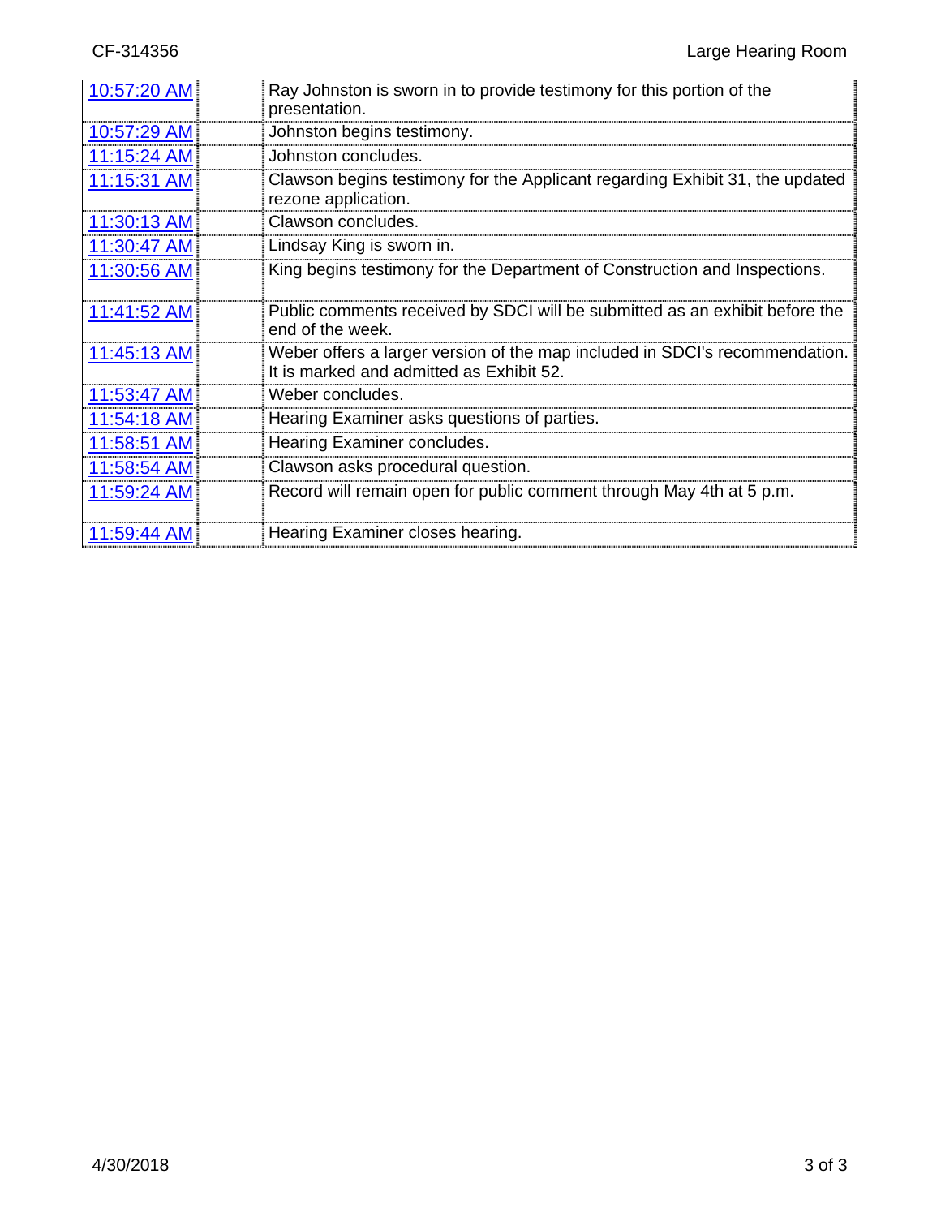| | | |
|---|---|---|
| 10:57:20 AM | | Ray Johnston is sworn in to provide testimony for this portion of the presentation. |
| 10:57:29 AM | | Johnston begins testimony. |
| 11:15:24 AM | | Johnston concludes. |
| 11:15:31 AM | | Clawson begins testimony for the Applicant regarding Exhibit 31, the updated rezone application. |
| 11:30:13 AM | | Clawson concludes. |
| 11:30:47 AM | | Lindsay King is sworn in. |
| 11:30:56 AM | | King begins testimony for the Department of Construction and Inspections. |
| 11:41:52 AM | | Public comments received by SDCI will be submitted as an exhibit before the end of the week. |
| 11:45:13 AM | | Weber offers a larger version of the map included in SDCI's recommendation. It is marked and admitted as Exhibit 52. |
| 11:53:47 AM | | Weber concludes. |
| 11:54:18 AM | | Hearing Examiner asks questions of parties. |
| 11:58:51 AM | | Hearing Examiner concludes. |
| 11:58:54 AM | | Clawson asks procedural question. |
| 11:59:24 AM | | Record will remain open for public comment through May 4th at 5 p.m. |
| 11:59:44 AM | | Hearing Examiner closes hearing. |